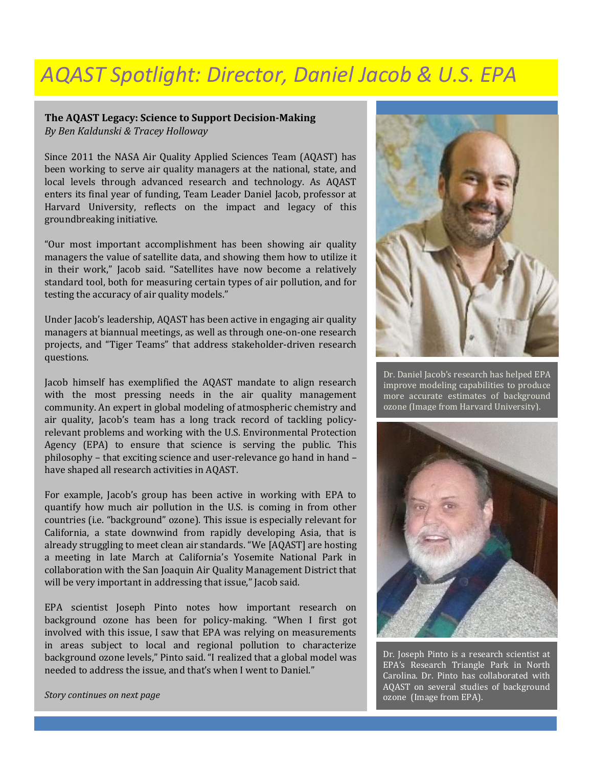# AQAST Spotlight: Director, Daniel Jacob & U.S. EPA

**The AQAST Legacy: Science to Support Decision-Making**
*By Ben Kaldunski & Tracey Holloway*

Since 2011 the NASA Air Quality Applied Sciences Team (AQAST) has been working to serve air quality managers at the national, state, and local levels through advanced research and technology. As AQAST enters its final year of funding, Team Leader Daniel Jacob, professor at Harvard University, reflects on the impact and legacy of this groundbreaking initiative.

"Our most important accomplishment has been showing air quality managers the value of satellite data, and showing them how to utilize it in their work," Jacob said. "Satellites have now become a relatively standard tool, both for measuring certain types of air pollution, and for testing the accuracy of air quality models."

Under Jacob's leadership, AQAST has been active in engaging air quality managers at biannual meetings, as well as through one-on-one research projects, and "Tiger Teams" that address stakeholder-driven research questions.

Jacob himself has exemplified the AQAST mandate to align research with the most pressing needs in the air quality management community. An expert in global modeling of atmospheric chemistry and air quality, Jacob's team has a long track record of tackling policy-relevant problems and working with the U.S. Environmental Protection Agency (EPA) to ensure that science is serving the public. This philosophy – that exciting science and user-relevance go hand in hand – have shaped all research activities in AQAST.

For example, Jacob's group has been active in working with EPA to quantify how much air pollution in the U.S. is coming in from other countries (i.e. "background" ozone). This issue is especially relevant for California, a state downwind from rapidly developing Asia, that is already struggling to meet clean air standards. "We [AQAST] are hosting a meeting in late March at California's Yosemite National Park in collaboration with the San Joaquin Air Quality Management District that will be very important in addressing that issue," Jacob said.

EPA scientist Joseph Pinto notes how important research on background ozone has been for policy-making. "When I first got involved with this issue, I saw that EPA was relying on measurements in areas subject to local and regional pollution to characterize background ozone levels," Pinto said. "I realized that a global model was needed to address the issue, and that's when I went to Daniel."

*Story continues on next page*

Dr. Daniel Jacob's research has helped EPA improve modeling capabilities to produce more accurate estimates of background ozone (Image from Harvard University).

Dr. Joseph Pinto is a research scientist at EPA's Research Triangle Park in North Carolina. Dr. Pinto has collaborated with AQAST on several studies of background ozone (Image from EPA).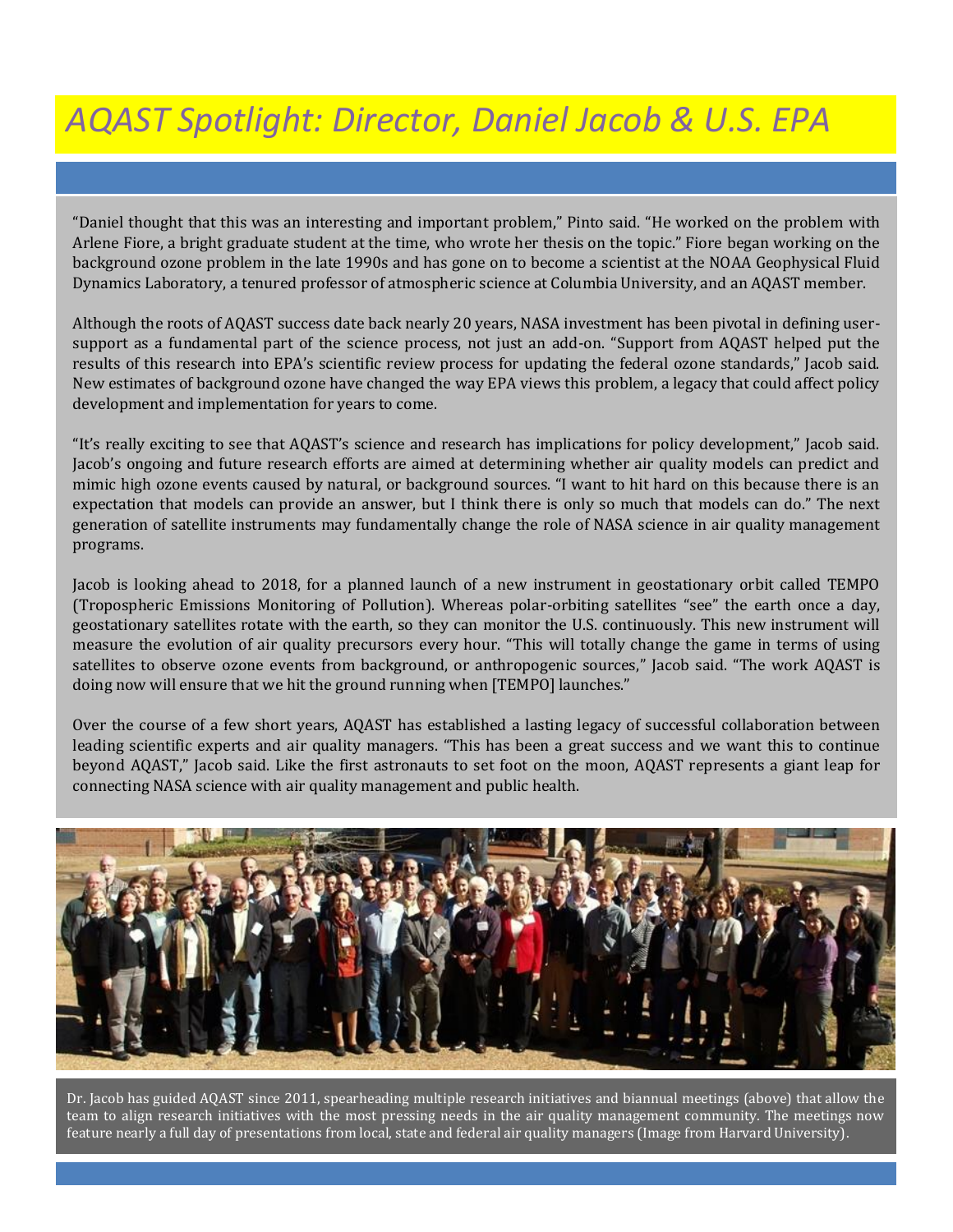# AQAST Spotlight: Director, Daniel Jacob & U.S. EPA

"Daniel thought that this was an interesting and important problem," Pinto said. "He worked on the problem with Arlene Fiore, a bright graduate student at the time, who wrote her thesis on the topic." Fiore began working on the background ozone problem in the late 1990s and has gone on to become a scientist at the NOAA Geophysical Fluid Dynamics Laboratory, a tenured professor of atmospheric science at Columbia University, and an AQAST member.

Although the roots of AQAST success date back nearly 20 years, NASA investment has been pivotal in defining user-support as a fundamental part of the science process, not just an add-on. "Support from AQAST helped put the results of this research into EPA's scientific review process for updating the federal ozone standards," Jacob said. New estimates of background ozone have changed the way EPA views this problem, a legacy that could affect policy development and implementation for years to come.

"It's really exciting to see that AQAST's science and research has implications for policy development," Jacob said. Jacob's ongoing and future research efforts are aimed at determining whether air quality models can predict and mimic high ozone events caused by natural, or background sources. "I want to hit hard on this because there is an expectation that models can provide an answer, but I think there is only so much that models can do." The next generation of satellite instruments may fundamentally change the role of NASA science in air quality management programs.

Jacob is looking ahead to 2018, for a planned launch of a new instrument in geostationary orbit called TEMPO (Tropospheric Emissions Monitoring of Pollution). Whereas polar-orbiting satellites "see" the earth once a day, geostationary satellites rotate with the earth, so they can monitor the U.S. continuously. This new instrument will measure the evolution of air quality precursors every hour. "This will totally change the game in terms of using satellites to observe ozone events from background, or anthropogenic sources," Jacob said. "The work AQAST is doing now will ensure that we hit the ground running when [TEMPO] launches."

Over the course of a few short years, AQAST has established a lasting legacy of successful collaboration between leading scientific experts and air quality managers. "This has been a great success and we want this to continue beyond AQAST," Jacob said. Like the first astronauts to set foot on the moon, AQAST represents a giant leap for connecting NASA science with air quality management and public health.

Dr. Jacob has guided AQAST since 2011, spearheading multiple research initiatives and biannual meetings (above) that allow the team to align research initiatives with the most pressing needs in the air quality management community. The meetings now feature nearly a full day of presentations from local, state and federal air quality managers (Image from Harvard University).